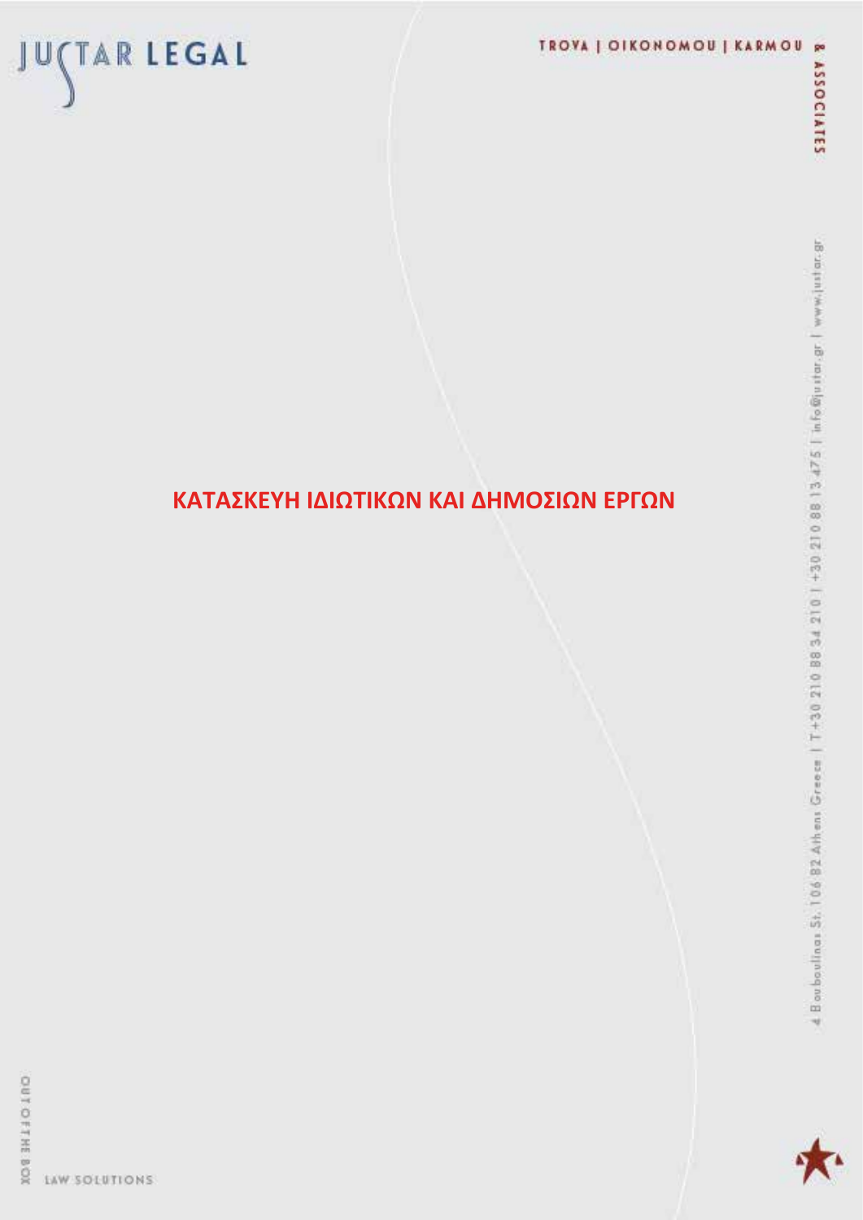# ΚΑΤΑΣΚΕΥΗ ΙΔΙΩΤΙΚΩΝ ΚΑΙ ΔΗΜΟΣΙΩΝ ΕΡΓΩΝ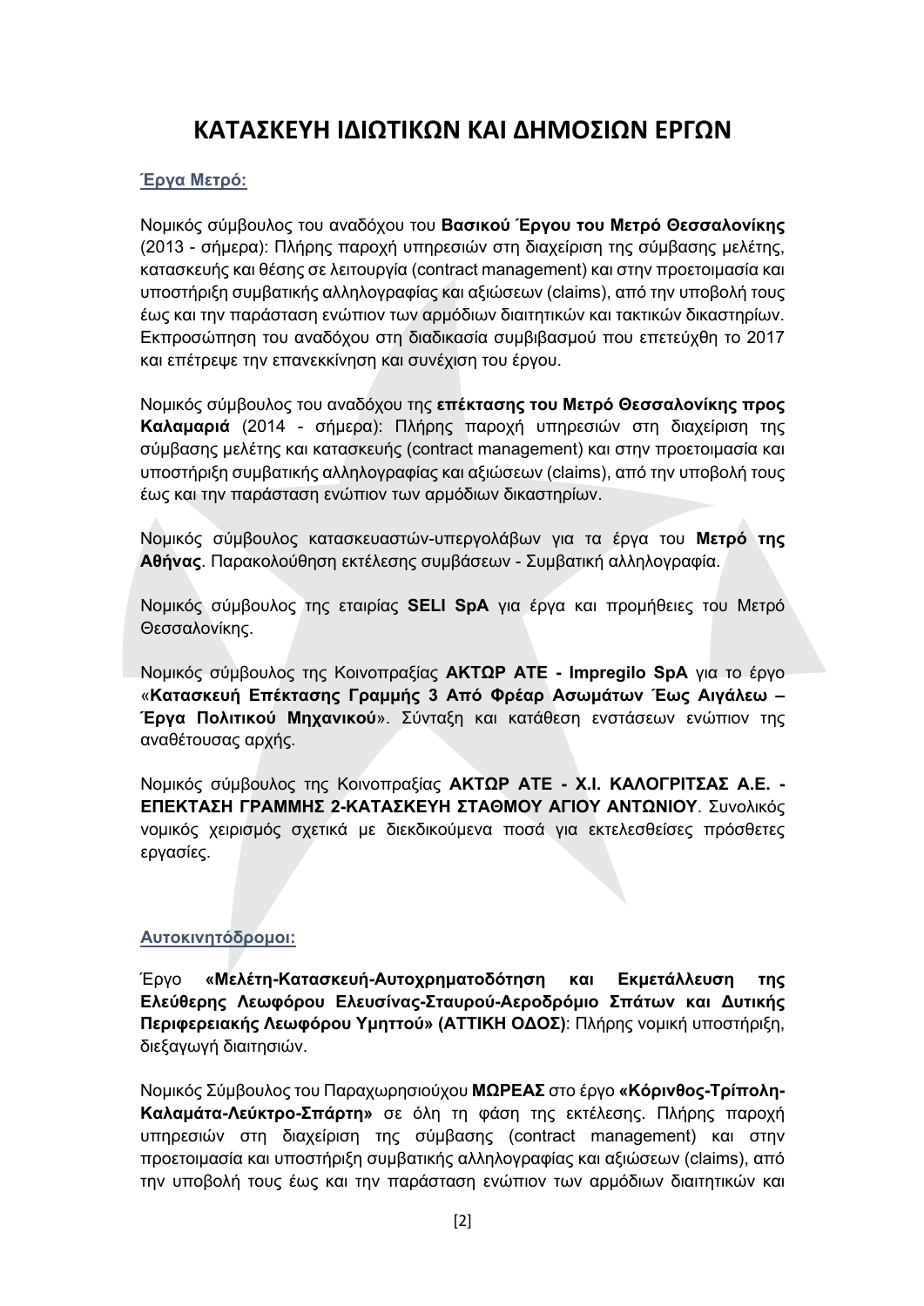# ΚΑΤΑΣΚΕΥΗ ΙΔΙΩΤΙΚΩΝ ΚΑΙ ΔΗΜΟΣΙΩΝ ΕΡΓΩΝ

## Έργα Μετρό:

Νομικός σύμβουλος του αναδόχου του **Βασικού Έργου του Μετρό Θεσσαλονίκης** (2013 - σήμερα): Πλήρης παροχή υπηρεσιών στη διαχείριση της σύμβασης μελέτης, κατασκευής και θέσης σε λειτουργία (contract management) και στην προετοιμασία και υποστήριξη συμβατικής αλληλογραφίας και αξιώσεων (claims), από την υποβολή τους έως και την παράσταση ενώπιον των αρμόδιων διαιτητικών και τακτικών δικαστηρίων. Εκπροσώπηση του αναδόχου στη διαδικασία συμβιβασμού που επετεύχθη το 2017 και επέτρεψε την επανεκκίνηση και συνέχιση του έργου.

Νομικός σύμβουλος του αναδόχου της **επέκτασης του Μετρό Θεσσαλονίκης προς Καλαμαριά** (2014 - σήμερα): Πλήρης παροχή υπηρεσιών στη διαχείριση της σύμβασης μελέτης και κατασκευής (contract management) και στην προετοιμασία και υποστήριξη συμβατικής αλληλογραφίας και αξιώσεων (claims), από την υποβολή τους έως και την παράσταση ενώπιον των αρμόδιων δικαστηρίων.

Νομικός σύμβουλος κατασκευαστών-υπεργολάβων για τα έργα του **Μετρό της Αθήνας**. Παρακολούθηση εκτέλεσης συμβάσεων - Συμβατική αλληλογραφία.

Νομικός σύμβουλος της εταιρίας **SELI SpA** για έργα και προμήθειες του Μετρό Θεσσαλονίκης.

Νομικός σύμβουλος της Κοινοπραξίας **ΑΚΤΩΡ ΑΤΕ - Impregilo SpA** για το έργο «**Κατασκευή Επέκτασης Γραμμής 3 Από Φρέαρ Ασωμάτων Έως Αιγάλεω – Έργα Πολιτικού Μηχανικού**». Σύνταξη και κατάθεση ενστάσεων ενώπιον της αναθέτουσας αρχής.

Νομικός σύμβουλος της Κοινοπραξίας **ΑΚΤΩΡ ΑΤΕ - Χ.Ι. ΚΑΛΟΓΡΙΤΣΑΣ Α.Ε. - ΕΠΕΚΤΑΣΗ ΓΡΑΜΜΗΣ 2-ΚΑΤΑΣΚΕΥΗ ΣΤΑΘΜΟΥ ΑΓΙΟΥ ΑΝΤΩΝΙΟΥ**. Συνολικός νομικός χειρισμός σχετικά με διεκδικούμενα ποσά για εκτελεσθείσες πρόσθετες εργασίες.

## Αυτοκινητόδρομοι:

Έργο **«Μελέτη-Κατασκευή-Αυτοχρηματοδότηση και Εκμετάλλευση της Ελεύθερης Λεωφόρου Ελευσίνας-Σταυρού-Αεροδρόμιο Σπάτων και Δυτικής Περιφερειακής Λεωφόρου Υμηττού» (ΑΤΤΙΚΗ ΟΔΟΣ)**: Πλήρης νομική υποστήριξη, διεξαγωγή διαιτησιών.

Νομικός Σύμβουλος του Παραχωρησιούχου **ΜΩΡΕΑΣ** στο έργο **«Κόρινθος-Τρίπολη-Καλαμάτα-Λεύκτρο-Σπάρτη»** σε όλη τη φάση της εκτέλεσης. Πλήρης παροχή υπηρεσιών στη διαχείριση της σύμβασης (contract management) και στην προετοιμασία και υποστήριξη συμβατικής αλληλογραφίας και αξιώσεων (claims), από την υποβολή τους έως και την παράσταση ενώπιον των αρμόδιων διαιτητικών και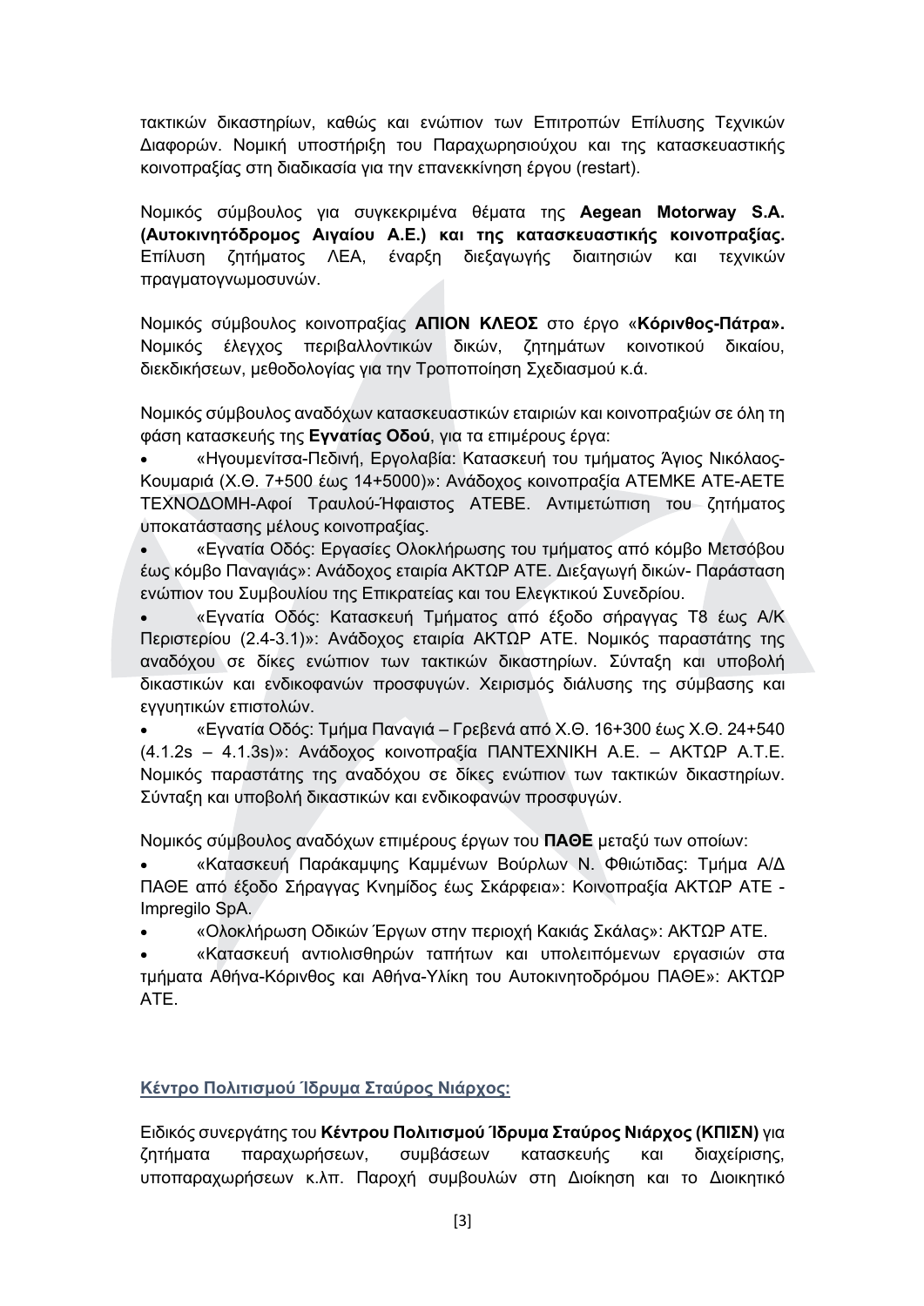τακτικών δικαστηρίων, καθώς και ενώπιον των Επιτροπών Επίλυσης Τεχνικών Διαφορών. Νομική υποστήριξη του Παραχωρησιούχου και της κατασκευαστικής κοινοπραξίας στη διαδικασία για την επανεκκίνηση έργου (restart).

Νομικός σύμβουλος για συγκεκριμένα θέματα της **Aegean Motorway S.A. (Αυτοκινητόδρομος Αιγαίου Α.Ε.) και της κατασκευαστικής κοινοπραξίας.** Επίλυση ζητήματος ΛΕΑ, έναρξη διεξαγωγής διαιτησιών και τεχνικών πραγματογνωμοσυνών.

Νομικός σύμβουλος κοινοπραξίας **ΑΠΙΟΝ ΚΛΕΟΣ** στο έργο «**Κόρινθος-Πάτρα».** Νομικός έλεγχος περιβαλλοντικών δικών, ζητημάτων κοινοτικού δικαίου, διεκδικήσεων, μεθοδολογίας για την Τροποποίηση Σχεδιασμού κ.ά.

Νομικός σύμβουλος αναδόχων κατασκευαστικών εταιριών και κοινοπραξιών σε όλη τη φάση κατασκευής της **Εγνατίας Οδού**, για τα επιμέρους έργα:

- «Ηγουμενίτσα-Πεδινή, Εργολαβία: Κατασκευή του τμήματος Άγιος Νικόλαος-Κουμαριά (Χ.Θ. 7+500 έως 14+5000)»: Ανάδοχος κοινοπραξία ΑΤΕΜΚΕ ΑΤΕ-ΑΕΤΕ ΤΕΧΝΟΔΟΜΗ-Αφοί Τραυλού-Ήφαιστος ΑΤΕΒΕ. Αντιμετώπιση του ζητήματος υποκατάστασης μέλους κοινοπραξίας.
- «Εγνατία Οδός: Εργασίες Ολοκλήρωσης του τμήματος από κόμβο Μετσόβου έως κόμβο Παναγιάς»: Ανάδοχος εταιρία ΑΚΤΩΡ ΑΤΕ. Διεξαγωγή δικών- Παράσταση ενώπιον του Συμβουλίου της Επικρατείας και του Ελεγκτικού Συνεδρίου.
- «Εγνατία Οδός: Κατασκευή Τμήματος από έξοδο σήραγγας Τ8 έως Α/Κ Περιστερίου (2.4-3.1)»: Ανάδοχος εταιρία ΑΚΤΩΡ ΑΤΕ. Νομικός παραστάτης της αναδόχου σε δίκες ενώπιον των τακτικών δικαστηρίων. Σύνταξη και υποβολή δικαστικών και ενδικοφανών προσφυγών. Χειρισμός διάλυσης της σύμβασης και εγγυητικών επιστολών.
- «Εγνατία Οδός: Τμήμα Παναγιά – Γρεβενά από Χ.Θ. 16+300 έως Χ.Θ. 24+540 (4.1.2s – 4.1.3s)»: Ανάδοχος κοινοπραξία ΠΑΝΤΕΧΝΙΚΗ Α.Ε. – ΑΚΤΩΡ Α.Τ.Ε. Νομικός παραστάτης της αναδόχου σε δίκες ενώπιον των τακτικών δικαστηρίων. Σύνταξη και υποβολή δικαστικών και ενδικοφανών προσφυγών.

Νομικός σύμβουλος αναδόχων επιμέρους έργων του **ΠΑΘΕ** μεταξύ των οποίων:

- «Κατασκευή Παράκαμψης Καμμένων Βούρλων Ν. Φθιώτιδας: Τμήμα Α/Δ ΠΑΘΕ από έξοδο Σήραγγας Κνημίδος έως Σκάρφεια»: Κοινοπραξία ΑΚΤΩΡ ΑΤΕ - Impregilo SpA.
- «Ολοκλήρωση Οδικών Έργων στην περιοχή Κακιάς Σκάλας»: ΑΚΤΩΡ ΑΤΕ.
- «Κατασκευή αντιολισθηρών ταπήτων και υπολειπόμενων εργασιών στα τμήματα Αθήνα-Κόρινθος και Αθήνα-Υλίκη του Αυτοκινητοδρόμου ΠΑΘΕ»: ΑΚΤΩΡ ΑΤΕ.

## Κέντρο Πολιτισμού Ίδρυμα Σταύρος Νιάρχος:

Ειδικός συνεργάτης του **Κέντρου Πολιτισμού Ίδρυμα Σταύρος Νιάρχος (ΚΠΙΣΝ)** για ζητήματα παραχωρήσεων, συμβάσεων κατασκευής και διαχείρισης, υποπαραχωρήσεων κ.λπ. Παροχή συμβουλών στη Διοίκηση και το Διοικητικό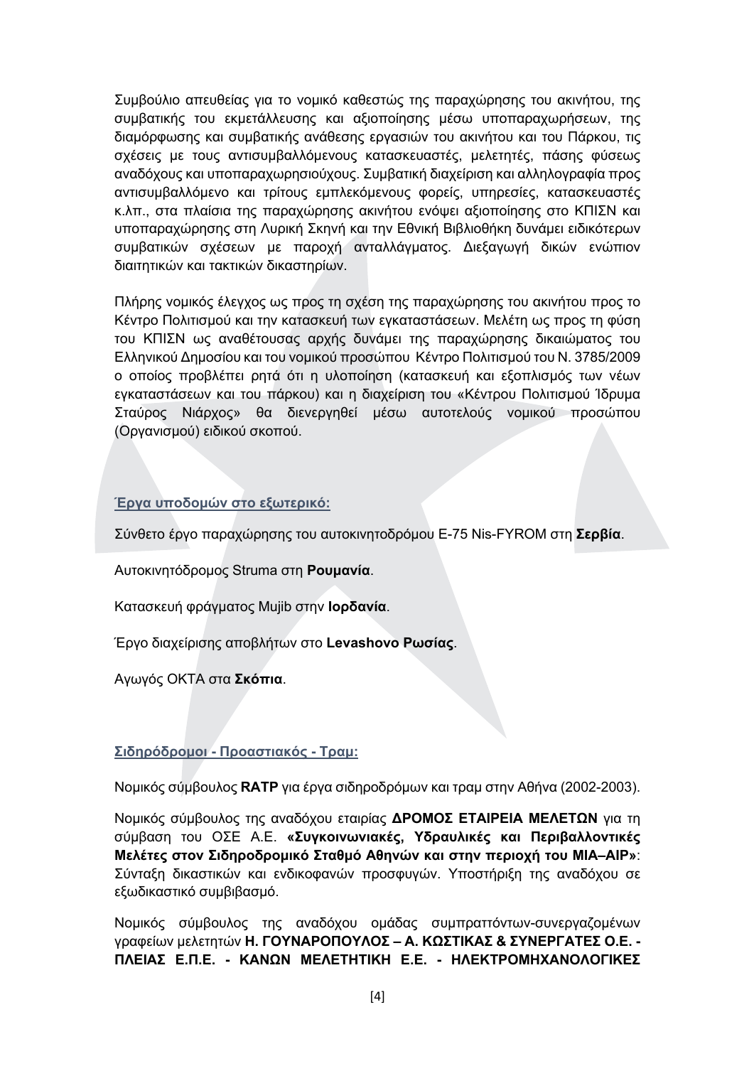Συμβούλιο απευθείας για το νομικό καθεστώς της παραχώρησης του ακινήτου, της συμβατικής του εκμετάλλευσης και αξιοποίησης μέσω υποπαραχωρήσεων, της διαμόρφωσης και συμβατικής ανάθεσης εργασιών του ακινήτου και του Πάρκου, τις σχέσεις με τους αντισυμβαλλόμενους κατασκευαστές, μελετητές, πάσης φύσεως αναδόχους και υποπαραχωρησιούχους. Συμβατική διαχείριση και αλληλογραφία προς αντισυμβαλλόμενο και τρίτους εμπλεκόμενους φορείς, υπηρεσίες, κατασκευαστές κ.λπ., στα πλαίσια της παραχώρησης ακινήτου ενόψει αξιοποίησης στο ΚΠΙΣΝ και υποπαραχώρησης στη Λυρική Σκηνή και την Εθνική Βιβλιοθήκη δυνάμει ειδικότερων συμβατικών σχέσεων με παροχή ανταλλάγματος. Διεξαγωγή δικών ενώπιον διαιτητικών και τακτικών δικαστηρίων.

Πλήρης νομικός έλεγχος ως προς τη σχέση της παραχώρησης του ακινήτου προς το Κέντρο Πολιτισμού και την κατασκευή των εγκαταστάσεων. Μελέτη ως προς τη φύση του ΚΠΙΣΝ ως αναθέτουσας αρχής δυνάμει της παραχώρησης δικαιώματος του Ελληνικού Δημοσίου και του νομικού προσώπου Κέντρο Πολιτισμού του Ν. 3785/2009 ο οποίος προβλέπει ρητά ότι η υλοποίηση (κατασκευή και εξοπλισμός των νέων εγκαταστάσεων και του πάρκου) και η διαχείριση του «Κέντρου Πολιτισμού Ίδρυμα Σταύρος Νιάρχος» θα διενεργηθεί μέσω αυτοτελούς νομικού προσώπου (Οργανισμού) ειδικού σκοπού.

### Έργα υποδομών στο εξωτερικό:

Σύνθετο έργο παραχώρησης του αυτοκινητοδρόμου E-75 Nis-FYROM στη **Σερβία**.

Αυτοκινητόδρομος Struma στη **Ρουμανία**.

Κατασκευή φράγματος Mujib στην **Ιορδανία**.

Έργο διαχείρισης αποβλήτων στο **Levashovo Ρωσίας**.

Αγωγός ΟΚΤΑ στα **Σκόπια**.

### Σιδηρόδρομοι - Προαστιακός - Τραμ:

Νομικός σύμβουλος **RATP** για έργα σιδηροδρόμων και τραμ στην Αθήνα (2002-2003).

Νομικός σύμβουλος της αναδόχου εταιρίας **ΔΡΟΜΟΣ ΕΤΑΙΡΕΙΑ ΜΕΛΕΤΩΝ** για τη σύμβαση του ΟΣΕ Α.Ε. **«Συγκοινωνιακές, Υδραυλικές και Περιβαλλοντικές Μελέτες στον Σιδηροδρομικό Σταθμό Αθηνών και στην περιοχή του ΜΙΑ–ΑΙΡ»**: Σύνταξη δικαστικών και ενδικοφανών προσφυγών. Υποστήριξη της αναδόχου σε εξωδικαστικό συμβιβασμό.

Νομικός σύμβουλος της αναδόχου ομάδας συμπραττόντων-συνεργαζομένων γραφείων μελετητών **Η. ΓΟΥΝΑΡΟΠΟΥΛΟΣ – Α. ΚΩΣΤΙΚΑΣ & ΣΥΝΕΡΓΑΤΕΣ Ο.Ε. - ΠΛΕΙΑΣ Ε.Π.Ε. - ΚΑΝΩΝ ΜΕΛΕΤΗΤΙΚΗ Ε.Ε. - ΗΛΕΚΤΡΟΜΗΧΑΝΟΛΟΓΙΚΕΣ**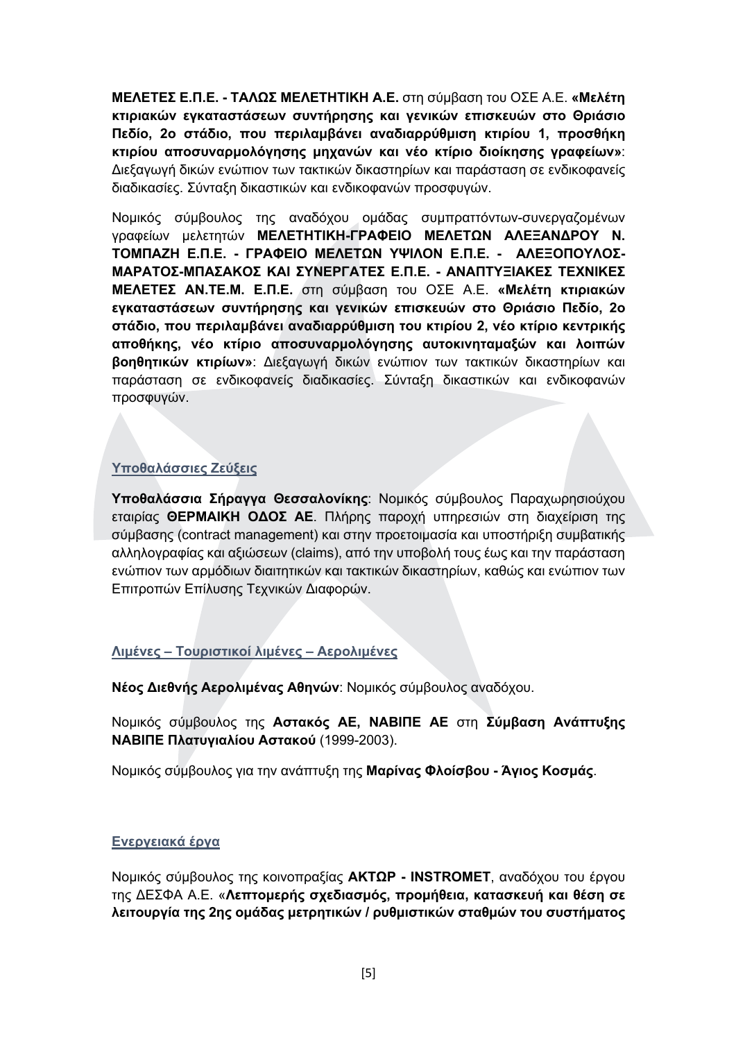**ΜΕΛΕΤΕΣ Ε.Π.Ε. - ΤΑΛΩΣ ΜΕΛΕΤΗΤΙΚΗ Α.Ε.** στη σύμβαση του ΟΣΕ Α.Ε. **«Μελέτη κτιριακών εγκαταστάσεων συντήρησης και γενικών επισκευών στο Θριάσιο Πεδίο, 2ο στάδιο, που περιλαμβάνει αναδιαρρύθμιση κτιρίου 1, προσθήκη κτιρίου αποσυναρμολόγησης μηχανών και νέο κτίριο διοίκησης γραφείων»**: Διεξαγωγή δικών ενώπιον των τακτικών δικαστηρίων και παράσταση σε ενδικοφανείς διαδικασίες. Σύνταξη δικαστικών και ενδικοφανών προσφυγών.

Νομικός σύμβουλος της αναδόχου ομάδας συμπραττόντων-συνεργαζομένων γραφείων μελετητών **ΜΕΛΕΤΗΤΙΚΗ-ΓΡΑΦΕΙΟ ΜΕΛΕΤΩΝ ΑΛΕΞΑΝΔΡΟΥ Ν. ΤΟΜΠΑΖΗ Ε.Π.Ε. - ΓΡΑΦΕΙΟ ΜΕΛΕΤΩΝ ΥΨΙΛΟΝ Ε.Π.Ε. - ΑΛΕΞΟΠΟΥΛΟΣ-ΜΑΡΑΤΟΣ-ΜΠΑΣΑΚΟΣ ΚΑΙ ΣΥΝΕΡΓΑΤΕΣ Ε.Π.Ε. - ΑΝΑΠΤΥΞΙΑΚΕΣ ΤΕΧΝΙΚΕΣ ΜΕΛΕΤΕΣ ΑΝ.ΤΕ.Μ. Ε.Π.Ε.** στη σύμβαση του ΟΣΕ Α.Ε. **«Μελέτη κτιριακών εγκαταστάσεων συντήρησης και γενικών επισκευών στο Θριάσιο Πεδίο, 2ο στάδιο, που περιλαμβάνει αναδιαρρύθμιση του κτιρίου 2, νέο κτίριο κεντρικής αποθήκης, νέο κτίριο αποσυναρμολόγησης αυτοκινηταμαξών και λοιπών βοηθητικών κτιρίων»**: Διεξαγωγή δικών ενώπιον των τακτικών δικαστηρίων και παράσταση σε ενδικοφανείς διαδικασίες. Σύνταξη δικαστικών και ενδικοφανών προσφυγών.

## Υποθαλάσσιες Ζεύξεις

**Υποθαλάσσια Σήραγγα Θεσσαλονίκης**: Νομικός σύμβουλος Παραχωρησιούχου εταιρίας **ΘΕΡΜΑΙΚΗ ΟΔΟΣ ΑΕ**. Πλήρης παροχή υπηρεσιών στη διαχείριση της σύμβασης (contract management) και στην προετοιμασία και υποστήριξη συμβατικής αλληλογραφίας και αξιώσεων (claims), από την υποβολή τους έως και την παράσταση ενώπιον των αρμόδιων διαιτητικών και τακτικών δικαστηρίων, καθώς και ενώπιον των Επιτροπών Επίλυσης Τεχνικών Διαφορών.

## Λιμένες – Τουριστικοί λιμένες – Αερολιμένες

**Νέος Διεθνής Αερολιμένας Αθηνών**: Νομικός σύμβουλος αναδόχου.

Νομικός σύμβουλος της **Αστακός ΑΕ, ΝΑΒΙΠΕ ΑΕ** στη **Σύμβαση Ανάπτυξης ΝΑΒΙΠΕ Πλατυγιαλίου Αστακού** (1999-2003).

Νομικός σύμβουλος για την ανάπτυξη της **Μαρίνας Φλοίσβου - Άγιος Κοσμάς**.

## Ενεργειακά έργα

Νομικός σύμβουλος της κοινοπραξίας **ΑΚΤΩΡ - INSTROMET**, αναδόχου του έργου της ΔΕΣΦΑ Α.Ε. «**Λεπτομερής σχεδιασμός, προμήθεια, κατασκευή και θέση σε λειτουργία της 2ης ομάδας μετρητικών / ρυθμιστικών σταθμών του συστήματος**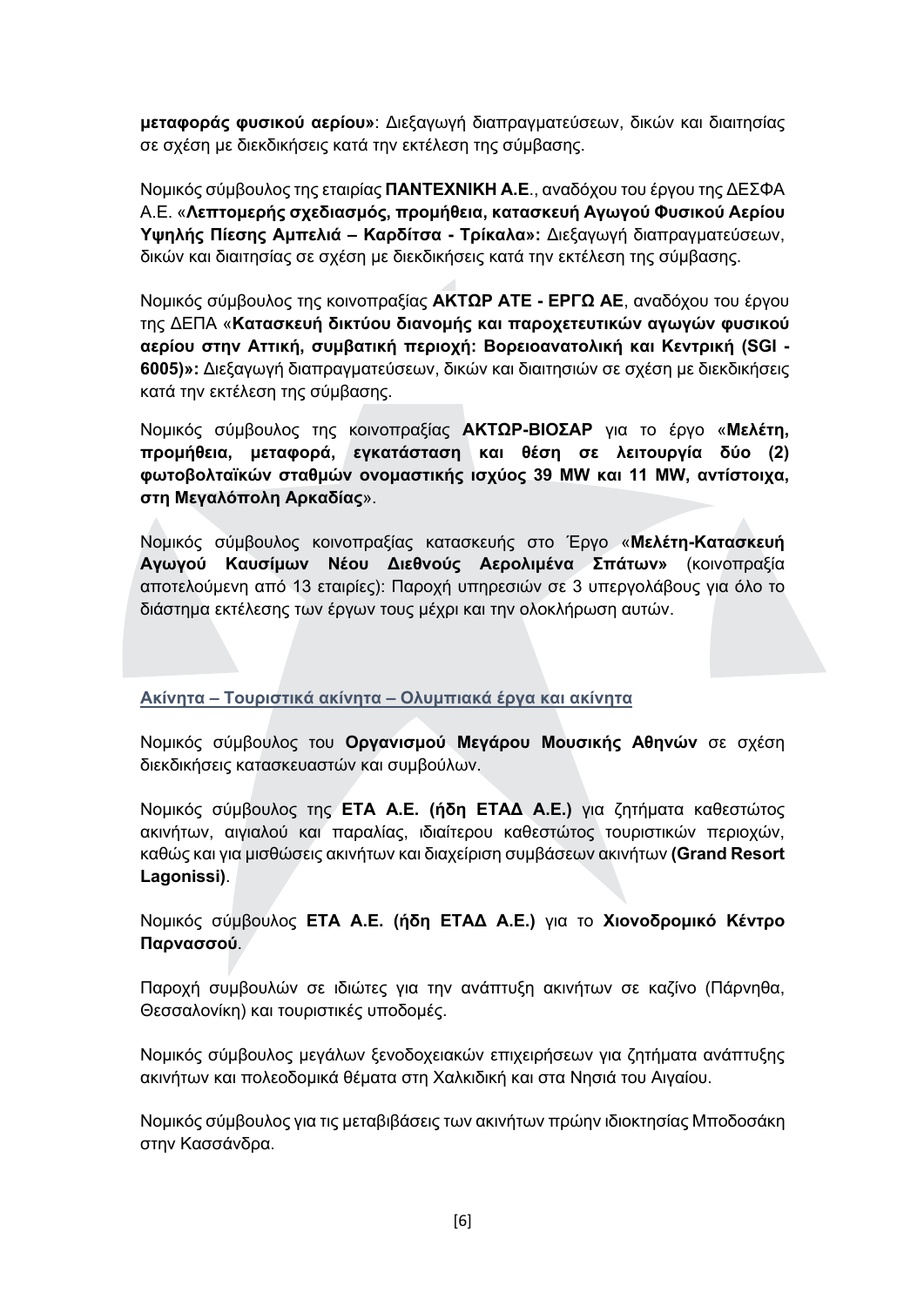**μεταφοράς φυσικού αερίου»**: Διεξαγωγή διαπραγματεύσεων, δικών και διαιτησίας σε σχέση με διεκδικήσεις κατά την εκτέλεση της σύμβασης.

Νομικός σύμβουλος της εταιρίας **ΠΑΝΤΕΧΝΙΚΗ Α.Ε**., αναδόχου του έργου της ΔΕΣΦΑ Α.Ε. «**Λεπτομερής σχεδιασμός, προμήθεια, κατασκευή Αγωγού Φυσικού Αερίου Υψηλής Πίεσης Αμπελιά – Καρδίτσα - Τρίκαλα»:** Διεξαγωγή διαπραγματεύσεων, δικών και διαιτησίας σε σχέση με διεκδικήσεις κατά την εκτέλεση της σύμβασης.

Νομικός σύμβουλος της κοινοπραξίας **ΑΚΤΩΡ ΑΤΕ - ΕΡΓΩ ΑΕ**, αναδόχου του έργου της ΔΕΠΑ «**Κατασκευή δικτύου διανομής και παροχετευτικών αγωγών φυσικού αερίου στην Αττική, συμβατική περιοχή: Βορειοανατολική και Κεντρική (SGI - 6005)»:** Διεξαγωγή διαπραγματεύσεων, δικών και διαιτησιών σε σχέση με διεκδικήσεις κατά την εκτέλεση της σύμβασης.

Νομικός σύμβουλος της κοινοπραξίας **ΑΚΤΩΡ-ΒΙΟΣΑΡ** για το έργο «**Μελέτη, προμήθεια, μεταφορά, εγκατάσταση και θέση σε λειτουργία δύο (2) φωτοβολταϊκών σταθμών ονομαστικής ισχύος 39 MW και 11 MW, αντίστοιχα, στη Μεγαλόπολη Αρκαδίας**».

Νομικός σύμβουλος κοινοπραξίας κατασκευής στο Έργο «**Μελέτη-Κατασκευή Αγωγού Καυσίμων Νέου Διεθνούς Αερολιμένα Σπάτων»** (κοινοπραξία αποτελούμενη από 13 εταιρίες): Παροχή υπηρεσιών σε 3 υπεργολάβους για όλο το διάστημα εκτέλεσης των έργων τους μέχρι και την ολοκλήρωση αυτών.

## Ακίνητα – Τουριστικά ακίνητα – Ολυμπιακά έργα και ακίνητα

Νομικός σύμβουλος του **Οργανισμού Μεγάρου Μουσικής Αθηνών** σε σχέση διεκδικήσεις κατασκευαστών και συμβούλων.

Νομικός σύμβουλος της **ΕΤΑ Α.Ε. (ήδη ΕΤΑΔ Α.Ε.)** για ζητήματα καθεστώτος ακινήτων, αιγιαλού και παραλίας, ιδιαίτερου καθεστώτος τουριστικών περιοχών, καθώς και για μισθώσεις ακινήτων και διαχείριση συμβάσεων ακινήτων **(Grand Resort Lagonissi)**.

Νομικός σύμβουλος **ΕΤΑ Α.Ε. (ήδη ΕΤΑΔ Α.Ε.)** για το **Χιονοδρομικό Κέντρο Παρνασσού**.

Παροχή συμβουλών σε ιδιώτες για την ανάπτυξη ακινήτων σε καζίνο (Πάρνηθα, Θεσσαλονίκη) και τουριστικές υποδομές.

Νομικός σύμβουλος μεγάλων ξενοδοχειακών επιχειρήσεων για ζητήματα ανάπτυξης ακινήτων και πολεοδομικά θέματα στη Χαλκιδική και στα Νησιά του Αιγαίου.

Νομικός σύμβουλος για τις μεταβιβάσεις των ακινήτων πρώην ιδιοκτησίας Μποδοσάκη στην Κασσάνδρα.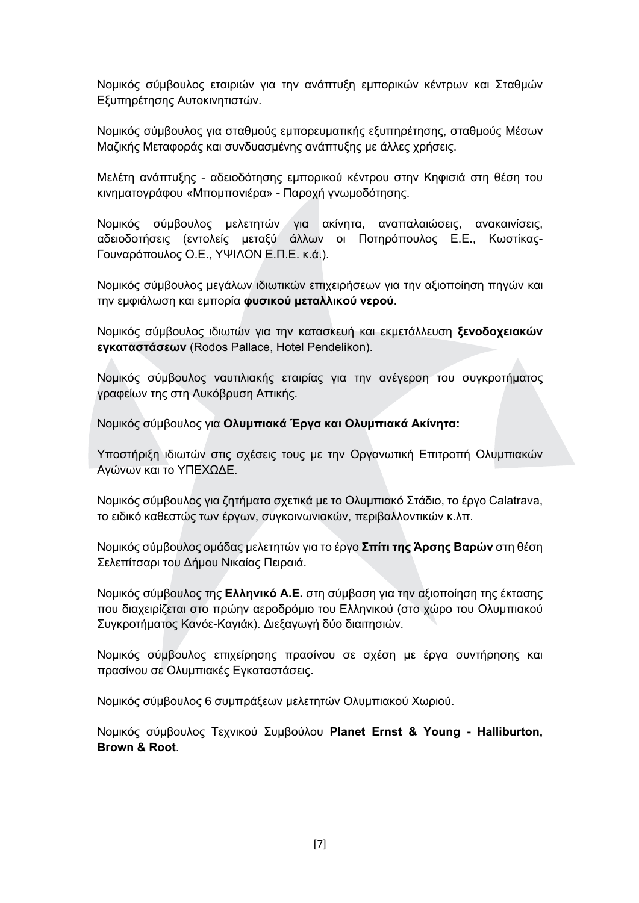Νομικός σύμβουλος εταιριών για την ανάπτυξη εμπορικών κέντρων και Σταθμών Εξυπηρέτησης Αυτοκινητιστών.

Νομικός σύμβουλος για σταθμούς εμπορευματικής εξυπηρέτησης, σταθμούς Μέσων Μαζικής Μεταφοράς και συνδυασμένης ανάπτυξης με άλλες χρήσεις.

Μελέτη ανάπτυξης - αδειοδότησης εμπορικού κέντρου στην Κηφισιά στη θέση του κινηματογράφου «Μπομπονιέρα» - Παροχή γνωμοδότησης.

Νομικός σύμβουλος μελετητών για ακίνητα, αναπαλαιώσεις, ανακαινίσεις, αδειοδοτήσεις (εντολείς μεταξύ άλλων οι Ποτηρόπουλος Ε.Ε., Κωστίκας-Γουναρόπουλος Ο.Ε., ΥΨΙΛΟΝ Ε.Π.Ε. κ.ά.).

Νομικός σύμβουλος μεγάλων ιδιωτικών επιχειρήσεων για την αξιοποίηση πηγών και την εμφιάλωση και εμπορία **φυσικού μεταλλικού νερού**.

Νομικός σύμβουλος ιδιωτών για την κατασκευή και εκμετάλλευση **ξενοδοχειακών εγκαταστάσεων** (Rodos Pallace, Hotel Pendelikon).

Νομικός σύμβουλος ναυτιλιακής εταιρίας για την ανέγερση του συγκροτήματος γραφείων της στη Λυκόβρυση Αττικής.

Νομικός σύμβουλος για **Ολυμπιακά Έργα και Ολυμπιακά Ακίνητα:**

Υποστήριξη ιδιωτών στις σχέσεις τους με την Οργανωτική Επιτροπή Ολυμπιακών Αγώνων και το ΥΠΕΧΩΔΕ.

Νομικός σύμβουλος για ζητήματα σχετικά με το Ολυμπιακό Στάδιο, το έργο Calatrava, το ειδικό καθεστώς των έργων, συγκοινωνιακών, περιβαλλοντικών κ.λπ.

Νομικός σύμβουλος ομάδας μελετητών για το έργο **Σπίτι της Άρσης Βαρών** στη θέση Σελεπίτσαρι του Δήμου Νικαίας Πειραιά.

Νομικός σύμβουλος της **Ελληνικό Α.Ε.** στη σύμβαση για την αξιοποίηση της έκτασης που διαχειρίζεται στο πρώην αεροδρόμιο του Ελληνικού (στο χώρο του Ολυμπιακού Συγκροτήματος Κανόε-Καγιάκ). Διεξαγωγή δύο διαιτησιών.

Νομικός σύμβουλος επιχείρησης πρασίνου σε σχέση με έργα συντήρησης και πρασίνου σε Ολυμπιακές Εγκαταστάσεις.

Νομικός σύμβουλος 6 συμπράξεων μελετητών Ολυμπιακού Χωριού.

Νομικός σύμβουλος Τεχνικού Συμβούλου **Planet Ernst & Young - Halliburton, Brown & Root**.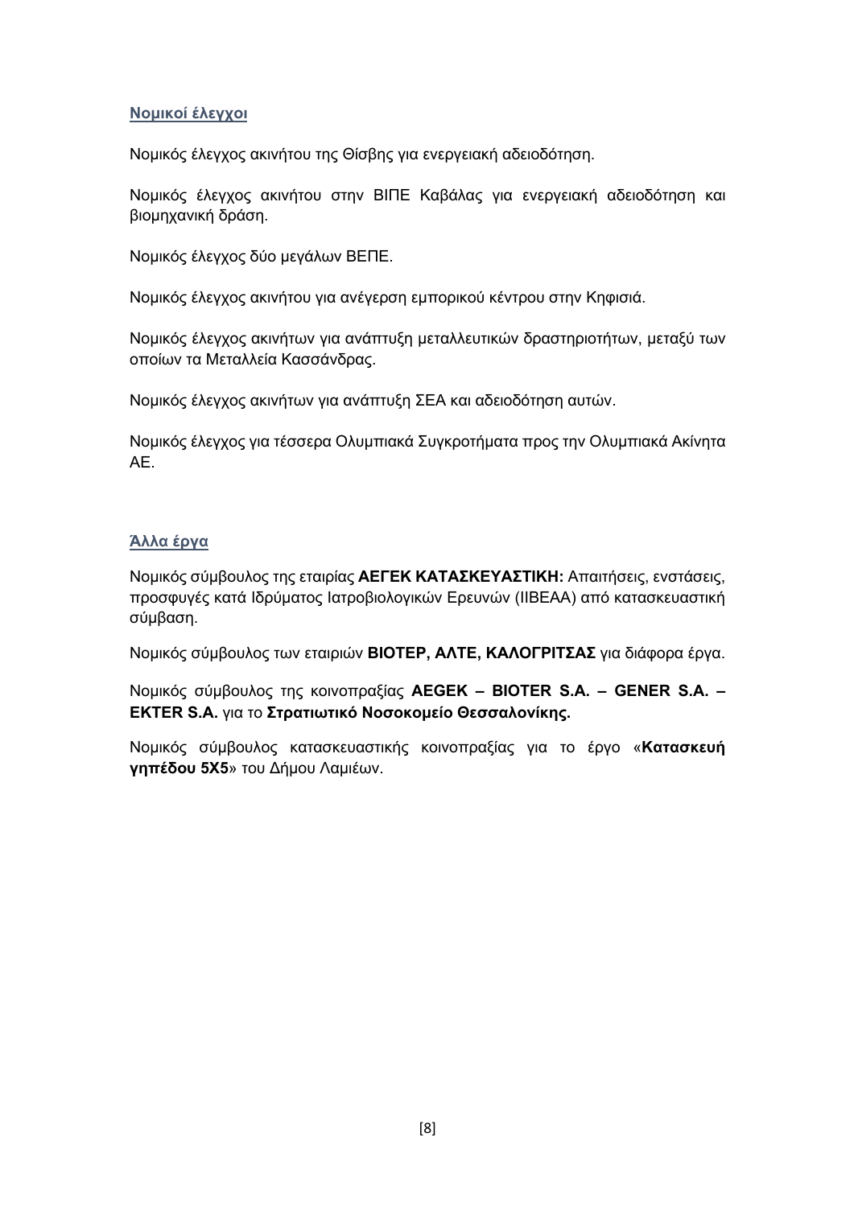## Νομικοί έλεγχοι

Νομικός έλεγχος ακινήτου της Θίσβης για ενεργειακή αδειοδότηση.

Νομικός έλεγχος ακινήτου στην ΒΙΠΕ Καβάλας για ενεργειακή αδειοδότηση και βιομηχανική δράση.

Νομικός έλεγχος δύο μεγάλων ΒΕΠΕ.

Νομικός έλεγχος ακινήτου για ανέγερση εμπορικού κέντρου στην Κηφισιά.

Νομικός έλεγχος ακινήτων για ανάπτυξη μεταλλευτικών δραστηριοτήτων, μεταξύ των οποίων τα Μεταλλεία Κασσάνδρας.

Νομικός έλεγχος ακινήτων για ανάπτυξη ΣΕΑ και αδειοδότηση αυτών.

Νομικός έλεγχος για τέσσερα Ολυμπιακά Συγκροτήματα προς την Ολυμπιακά Ακίνητα ΑΕ.

## Άλλα έργα

Νομικός σύμβουλος της εταιρίας **ΑΕΓΕΚ ΚΑΤΑΣΚΕΥΑΣΤΙΚΗ:** Απαιτήσεις, ενστάσεις, προσφυγές κατά Ιδρύματος Ιατροβιολογικών Ερευνών (ΙΙΒΕΑΑ) από κατασκευαστική σύμβαση.

Νομικός σύμβουλος των εταιριών **ΒΙΟΤΕΡ, ΑΛΤΕ, ΚΑΛΟΓΡΙΤΣΑΣ** για διάφορα έργα.

Νομικός σύμβουλος της κοινοπραξίας **AEGEK – BIOTER S.A. – GENER S.A. – EKTER S.A.** για το **Στρατιωτικό Νοσοκομείο Θεσσαλονίκης.**

Νομικός σύμβουλος κατασκευαστικής κοινοπραξίας για το έργο «**Κατασκευή γηπέδου 5Χ5**» του Δήμου Λαμιέων.